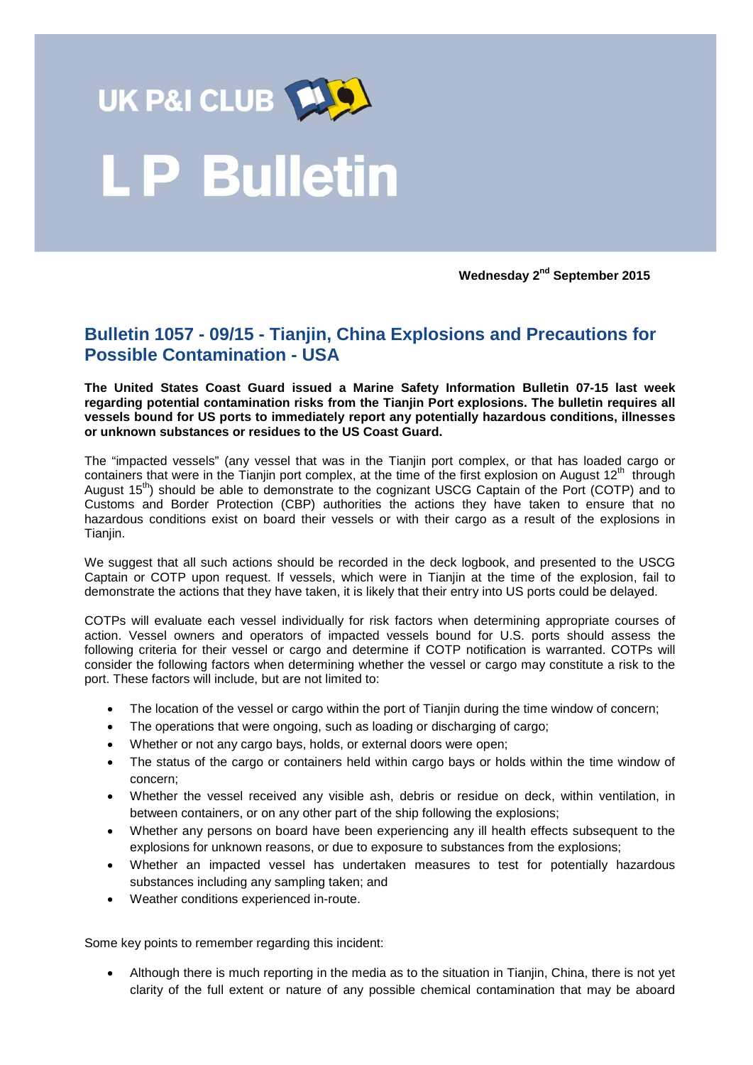UK P&I CLUB

# L P Bulletin

**Wednesday 2nd September 2015**

## Bulletin 1057 - 09/15 - Tianjin, China Explosions and Precautions for Possible Contamination - USA

**The United States Coast Guard issued a Marine Safety Information Bulletin 07-15 last week regarding potential contamination risks from the Tianjin Port explosions. The bulletin requires all vessels bound for US ports to immediately report any potentially hazardous conditions, illnesses or unknown substances or residues to the US Coast Guard.**

The "impacted vessels" (any vessel that was in the Tianjin port complex, or that has loaded cargo or containers that were in the Tianjin port complex, at the time of the first explosion on August 12th through August 15th) should be able to demonstrate to the cognizant USCG Captain of the Port (COTP) and to Customs and Border Protection (CBP) authorities the actions they have taken to ensure that no hazardous conditions exist on board their vessels or with their cargo as a result of the explosions in Tianjin.

We suggest that all such actions should be recorded in the deck logbook, and presented to the USCG Captain or COTP upon request. If vessels, which were in Tianjin at the time of the explosion, fail to demonstrate the actions that they have taken, it is likely that their entry into US ports could be delayed.

COTPs will evaluate each vessel individually for risk factors when determining appropriate courses of action. Vessel owners and operators of impacted vessels bound for U.S. ports should assess the following criteria for their vessel or cargo and determine if COTP notification is warranted. COTPs will consider the following factors when determining whether the vessel or cargo may constitute a risk to the port. These factors will include, but are not limited to:

- The location of the vessel or cargo within the port of Tianjin during the time window of concern;
- The operations that were ongoing, such as loading or discharging of cargo;
- Whether or not any cargo bays, holds, or external doors were open;
- The status of the cargo or containers held within cargo bays or holds within the time window of concern;
- Whether the vessel received any visible ash, debris or residue on deck, within ventilation, in between containers, or on any other part of the ship following the explosions;
- Whether any persons on board have been experiencing any ill health effects subsequent to the explosions for unknown reasons, or due to exposure to substances from the explosions;
- Whether an impacted vessel has undertaken measures to test for potentially hazardous substances including any sampling taken; and
- Weather conditions experienced in-route.

Some key points to remember regarding this incident:

- Although there is much reporting in the media as to the situation in Tianjin, China, there is not yet clarity of the full extent or nature of any possible chemical contamination that may be aboard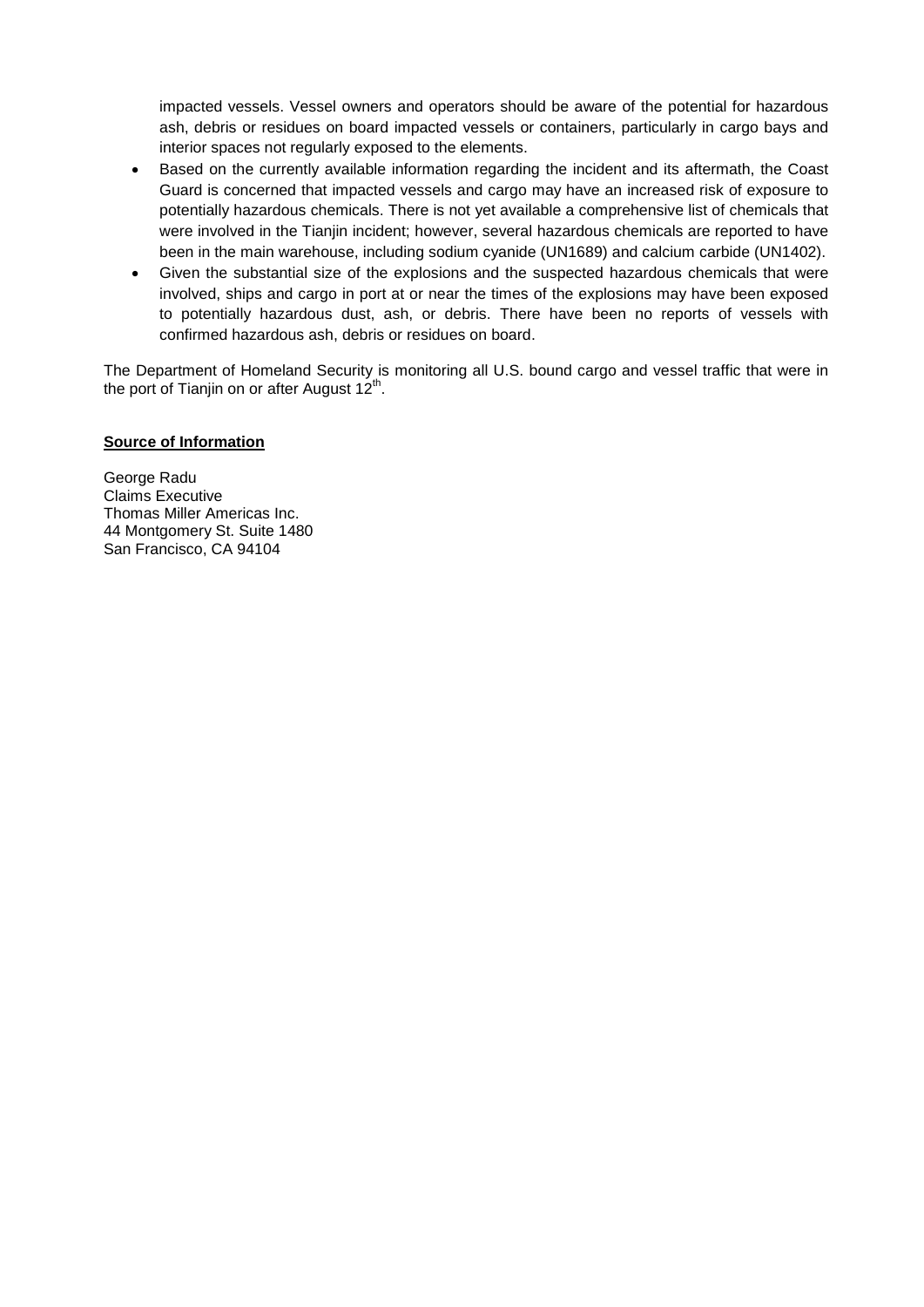impacted vessels. Vessel owners and operators should be aware of the potential for hazardous ash, debris or residues on board impacted vessels or containers, particularly in cargo bays and interior spaces not regularly exposed to the elements.

- Based on the currently available information regarding the incident and its aftermath, the Coast Guard is concerned that impacted vessels and cargo may have an increased risk of exposure to potentially hazardous chemicals. There is not yet available a comprehensive list of chemicals that were involved in the Tianjin incident; however, several hazardous chemicals are reported to have been in the main warehouse, including sodium cyanide (UN1689) and calcium carbide (UN1402).
- Given the substantial size of the explosions and the suspected hazardous chemicals that were involved, ships and cargo in port at or near the times of the explosions may have been exposed to potentially hazardous dust, ash, or debris. There have been no reports of vessels with confirmed hazardous ash, debris or residues on board.

The Department of Homeland Security is monitoring all U.S. bound cargo and vessel traffic that were in the port of Tianjin on or after August 12th.

**Source of Information**

George Radu
Claims Executive
Thomas Miller Americas Inc.
44 Montgomery St. Suite 1480
San Francisco, CA 94104